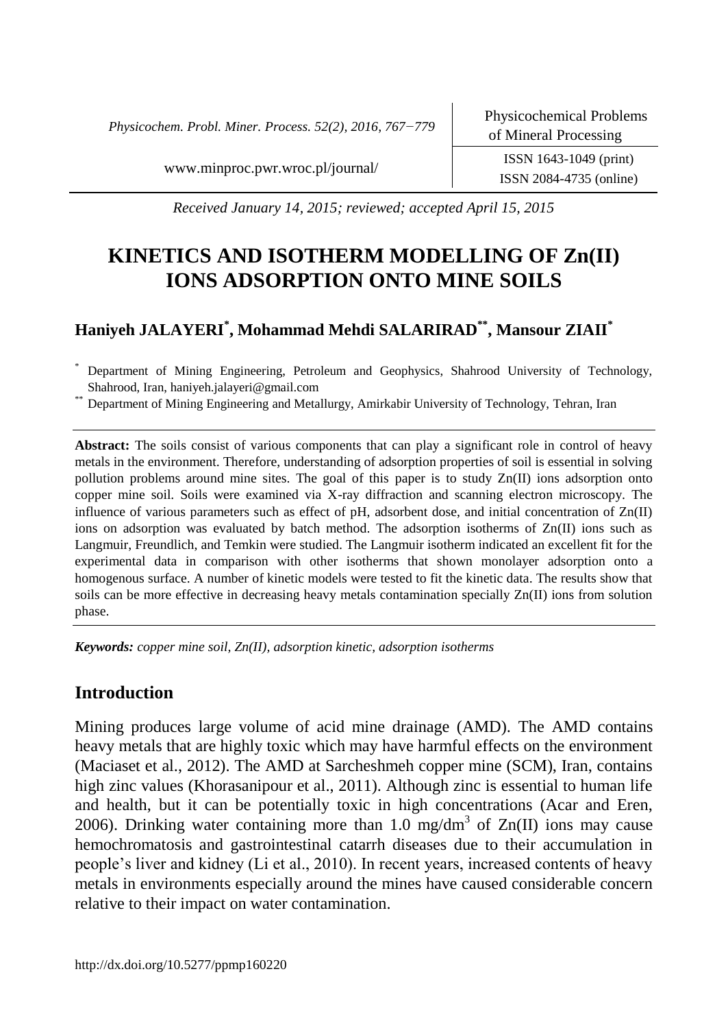Received January 14, 2015; reviewed; accepted April 15, 2015

# KINETICS AND ISOTHERM MODELLING OF Zn(II) IONS ADSORPTION ONTO MINE SOILS

**Haniyeh JALAYERI[*], Mohammad Mehdi SALARIRAD[**], Mansour ZIAII[*]**

[*] Department of Mining Engineering, Petroleum and Geophysics, Shahrood University of Technology, Shahrood, Iran, haniyeh.jalayeri@gmail.com

[**] Department of Mining Engineering and Metallurgy, Amirkabir University of Technology, Tehran, Iran

**Abstract:** The soils consist of various components that can play a significant role in control of heavy metals in the environment. Therefore, understanding of adsorption properties of soil is essential in solving pollution problems around mine sites. The goal of this paper is to study Zn(II) ions adsorption onto copper mine soil. Soils were examined via X-ray diffraction and scanning electron microscopy. The influence of various parameters such as effect of pH, adsorbent dose, and initial concentration of Zn(II) ions on adsorption was evaluated by batch method. The adsorption isotherms of Zn(II) ions such as Langmuir, Freundlich, and Temkin were studied. The Langmuir isotherm indicated an excellent fit for the experimental data in comparison with other isotherms that shown monolayer adsorption onto a homogenous surface. A number of kinetic models were tested to fit the kinetic data. The results show that soils can be more effective in decreasing heavy metals contamination specially Zn(II) ions from solution phase.

***Keywords:*** *copper mine soil, Zn(II), adsorption kinetic, adsorption isotherms*

## Introduction

Mining produces large volume of acid mine drainage (AMD). The AMD contains heavy metals that are highly toxic which may have harmful effects on the environment (Maciaset et al., 2012). The AMD at Sarcheshmeh copper mine (SCM), Iran, contains high zinc values (Khorasanipour et al., 2011). Although zinc is essential to human life and health, but it can be potentially toxic in high concentrations (Acar and Eren, 2006). Drinking water containing more than 1.0 $mg/dm^3$ of Zn(II) ions may cause hemochromatosis and gastrointestinal catarrh diseases due to their accumulation in people's liver and kidney (Li et al., 2010). In recent years, increased contents of heavy metals in environments especially around the mines have caused considerable concern relative to their impact on water contamination.

http://dx.doi.org/10.5277/ppmp160220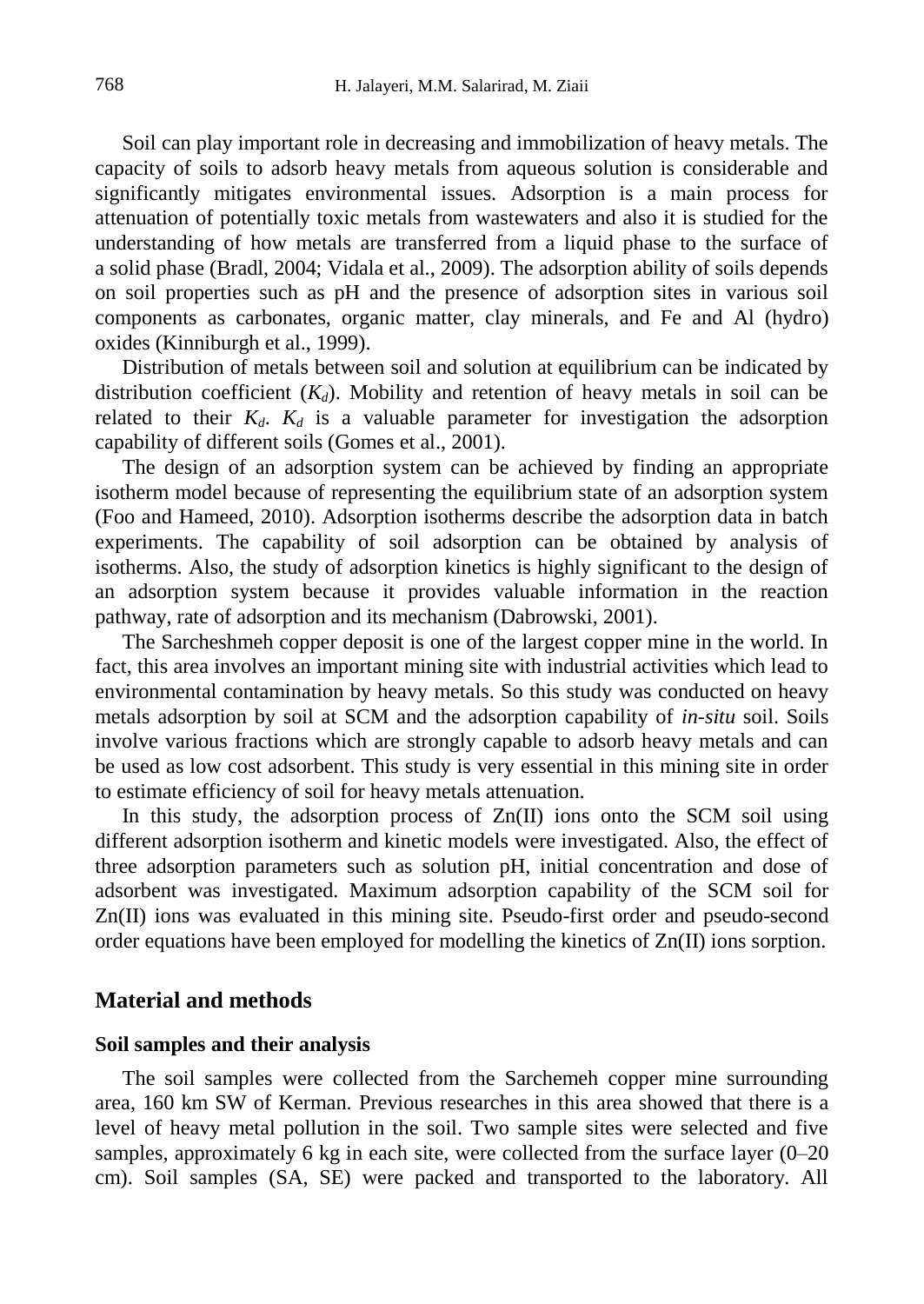Soil can play important role in decreasing and immobilization of heavy metals. The capacity of soils to adsorb heavy metals from aqueous solution is considerable and significantly mitigates environmental issues. Adsorption is a main process for attenuation of potentially toxic metals from wastewaters and also it is studied for the understanding of how metals are transferred from a liquid phase to the surface of a solid phase (Bradl, 2004; Vidala et al., 2009). The adsorption ability of soils depends on soil properties such as pH and the presence of adsorption sites in various soil components as carbonates, organic matter, clay minerals, and Fe and Al (hydro) oxides (Kinniburgh et al., 1999).

Distribution of metals between soil and solution at equilibrium can be indicated by distribution coefficient ($K_d$). Mobility and retention of heavy metals in soil can be related to their $K_d$. $K_d$ is a valuable parameter for investigation the adsorption capability of different soils (Gomes et al., 2001).

The design of an adsorption system can be achieved by finding an appropriate isotherm model because of representing the equilibrium state of an adsorption system (Foo and Hameed, 2010). Adsorption isotherms describe the adsorption data in batch experiments. The capability of soil adsorption can be obtained by analysis of isotherms. Also, the study of adsorption kinetics is highly significant to the design of an adsorption system because it provides valuable information in the reaction pathway, rate of adsorption and its mechanism (Dabrowski, 2001).

The Sarcheshmeh copper deposit is one of the largest copper mine in the world. In fact, this area involves an important mining site with industrial activities which lead to environmental contamination by heavy metals. So this study was conducted on heavy metals adsorption by soil at SCM and the adsorption capability of *in-situ* soil. Soils involve various fractions which are strongly capable to adsorb heavy metals and can be used as low cost adsorbent. This study is very essential in this mining site in order to estimate efficiency of soil for heavy metals attenuation.

In this study, the adsorption process of Zn(II) ions onto the SCM soil using different adsorption isotherm and kinetic models were investigated. Also, the effect of three adsorption parameters such as solution pH, initial concentration and dose of adsorbent was investigated. Maximum adsorption capability of the SCM soil for Zn(II) ions was evaluated in this mining site. Pseudo-first order and pseudo-second order equations have been employed for modelling the kinetics of Zn(II) ions sorption.

## Material and methods

### Soil samples and their analysis

The soil samples were collected from the Sarchemeh copper mine surrounding area, 160 km SW of Kerman. Previous researches in this area showed that there is a level of heavy metal pollution in the soil. Two sample sites were selected and five samples, approximately 6 kg in each site, were collected from the surface layer (0–20 cm). Soil samples (SA, SE) were packed and transported to the laboratory. All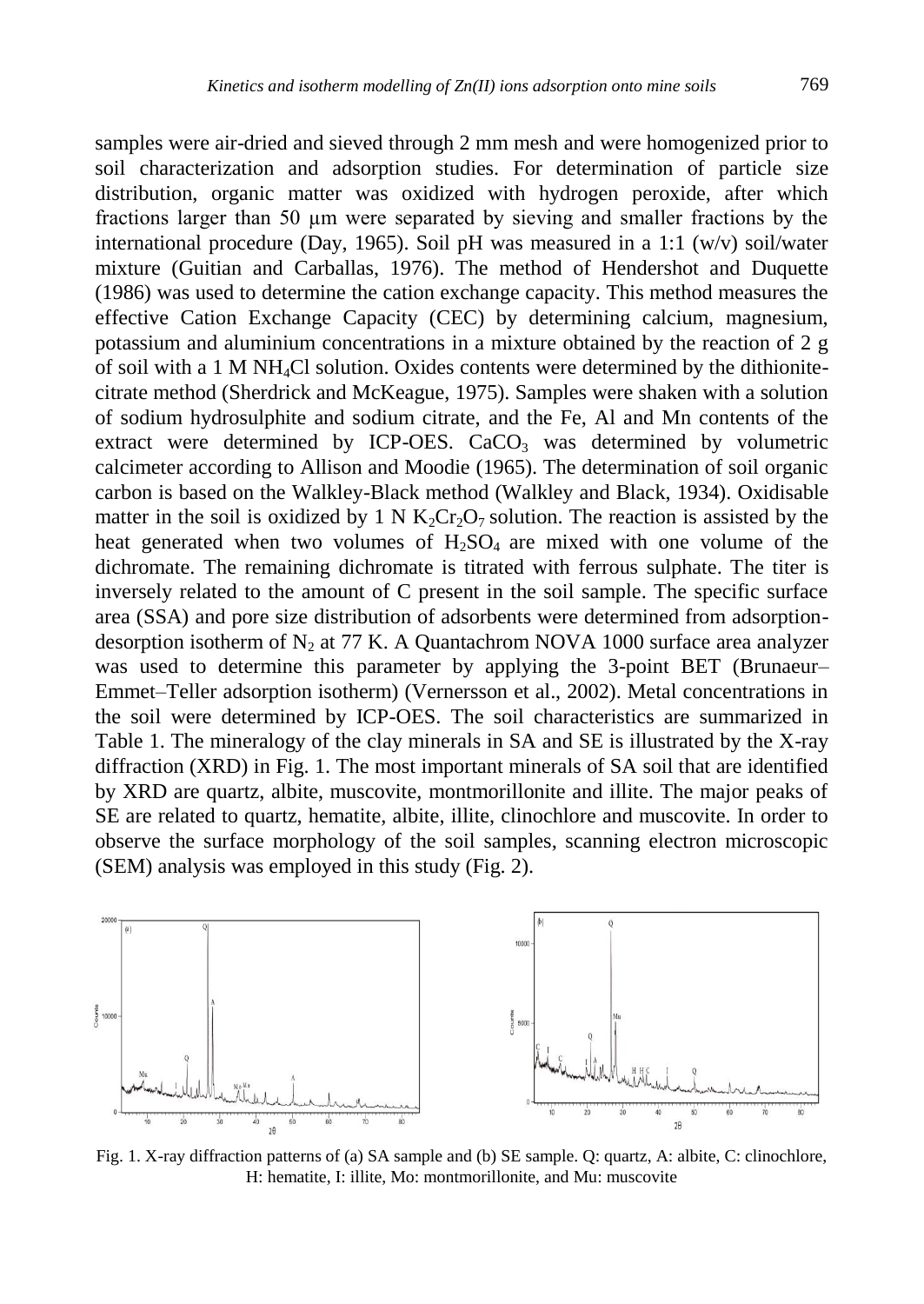samples were air-dried and sieved through 2 mm mesh and were homogenized prior to soil characterization and adsorption studies. For determination of particle size distribution, organic matter was oxidized with hydrogen peroxide, after which fractions larger than 50 μm were separated by sieving and smaller fractions by the international procedure (Day, 1965). Soil pH was measured in a 1:1 (w/v) soil/water mixture (Guitian and Carballas, 1976). The method of Hendershot and Duquette (1986) was used to determine the cation exchange capacity. This method measures the effective Cation Exchange Capacity (CEC) by determining calcium, magnesium, potassium and aluminium concentrations in a mixture obtained by the reaction of 2 g of soil with a 1 M $NH_4Cl$ solution. Oxides contents were determined by the dithionite-citrate method (Sherdrick and McKeague, 1975). Samples were shaken with a solution of sodium hydrosulphite and sodium citrate, and the Fe, Al and Mn contents of the extract were determined by ICP-OES. $CaCO_3$ was determined by volumetric calcimeter according to Allison and Moodie (1965). The determination of soil organic carbon is based on the Walkley-Black method (Walkley and Black, 1934). Oxidisable matter in the soil is oxidized by 1 N $K_2Cr_2O_7$ solution. The reaction is assisted by the heat generated when two volumes of $H_2SO_4$ are mixed with one volume of the dichromate. The remaining dichromate is titrated with ferrous sulphate. The titer is inversely related to the amount of C present in the soil sample. The specific surface area (SSA) and pore size distribution of adsorbents were determined from adsorption-desorption isotherm of $N_2$ at 77 K. A Quantachrom NOVA 1000 surface area analyzer was used to determine this parameter by applying the 3-point BET (Brunaeur–Emmet–Teller adsorption isotherm) (Vernersson et al., 2002). Metal concentrations in the soil were determined by ICP-OES. The soil characteristics are summarized in Table 1. The mineralogy of the clay minerals in SA and SE is illustrated by the X-ray diffraction (XRD) in Fig. 1. The most important minerals of SA soil that are identified by XRD are quartz, albite, muscovite, montmorillonite and illite. The major peaks of SE are related to quartz, hematite, albite, illite, clinochlore and muscovite. In order to observe the surface morphology of the soil samples, scanning electron microscopic (SEM) analysis was employed in this study (Fig. 2).

Fig. 1. X-ray diffraction patterns of (a) SA sample and (b) SE sample. Q: quartz, A: albite, C: clinochlore, H: hematite, I: illite, Mo: montmorillonite, and Mu: muscovite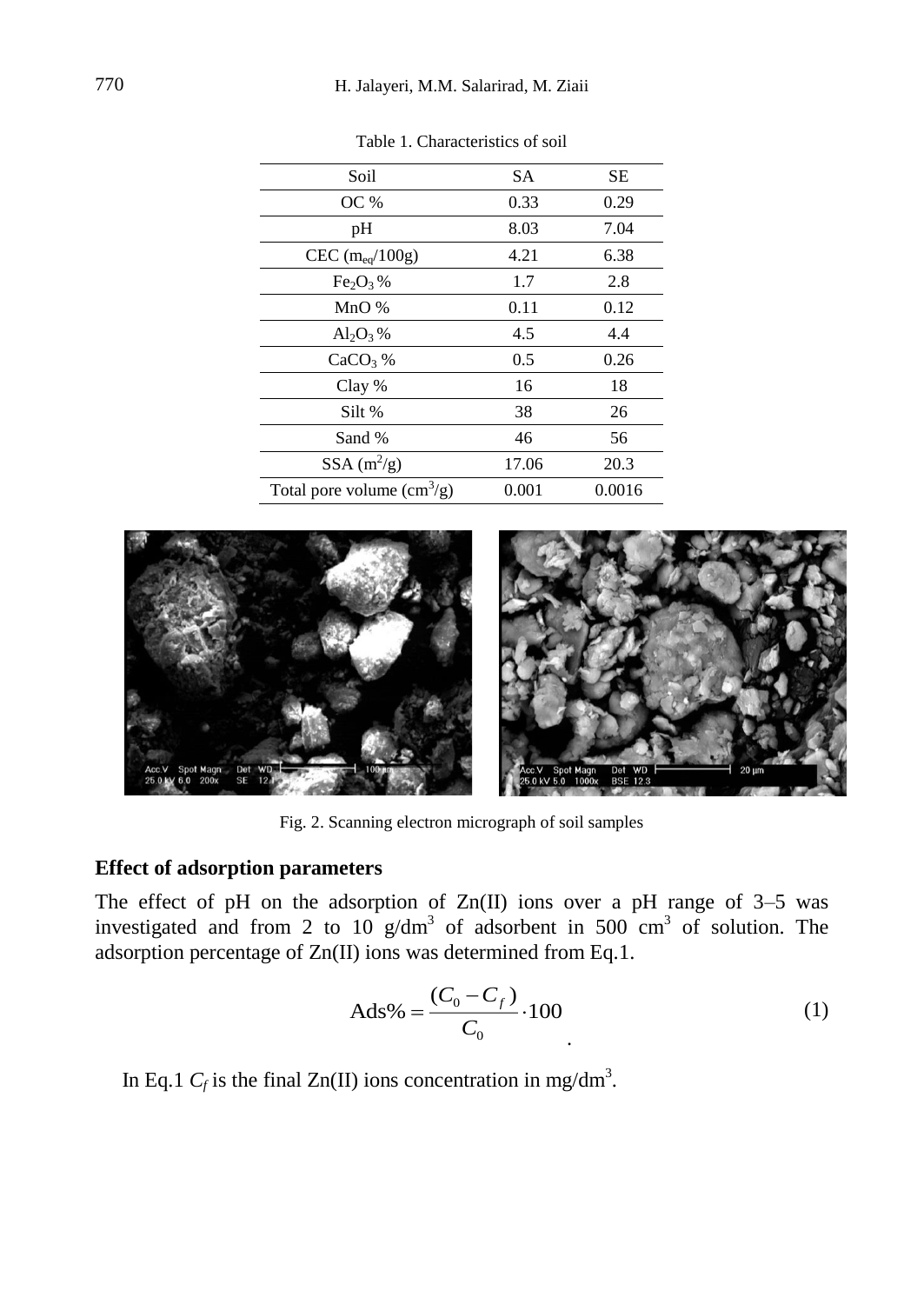Table 1. Characteristics of soil

| Soil | SA | SE |
|---|---|---|
| OC % | 0.33 | 0.29 |
| pH | 8.03 | 7.04 |
| CEC ($m_{eq}$/100g) | 4.21 | 6.38 |
| $Fe_2O_3$ % | 1.7 | 2.8 |
| MnO % | 0.11 | 0.12 |
| $Al_2O_3$ % | 4.5 | 4.4 |
| $CaCO_3$ % | 0.5 | 0.26 |
| Clay % | 16 | 18 |
| Silt % | 38 | 26 |
| Sand % | 46 | 56 |
| SSA ($m^2$/g) | 17.06 | 20.3 |
| Total pore volume ($cm^3$/g) | 0.001 | 0.0016 |

Fig. 2. Scanning electron micrograph of soil samples

## Effect of adsorption parameters

The effect of pH on the adsorption of Zn(II) ions over a pH range of 3–5 was investigated and from 2 to 10 g/$dm^3$ of adsorbent in 500 $cm^3$ of solution. The adsorption percentage of Zn(II) ions was determined from Eq.1.

$$\text{Ads\%} = \frac{(C_0 - C_f)}{C_0} \cdot 100 \quad (1)$$

In Eq.1 $C_f$ is the final Zn(II) ions concentration in mg/$dm^3$.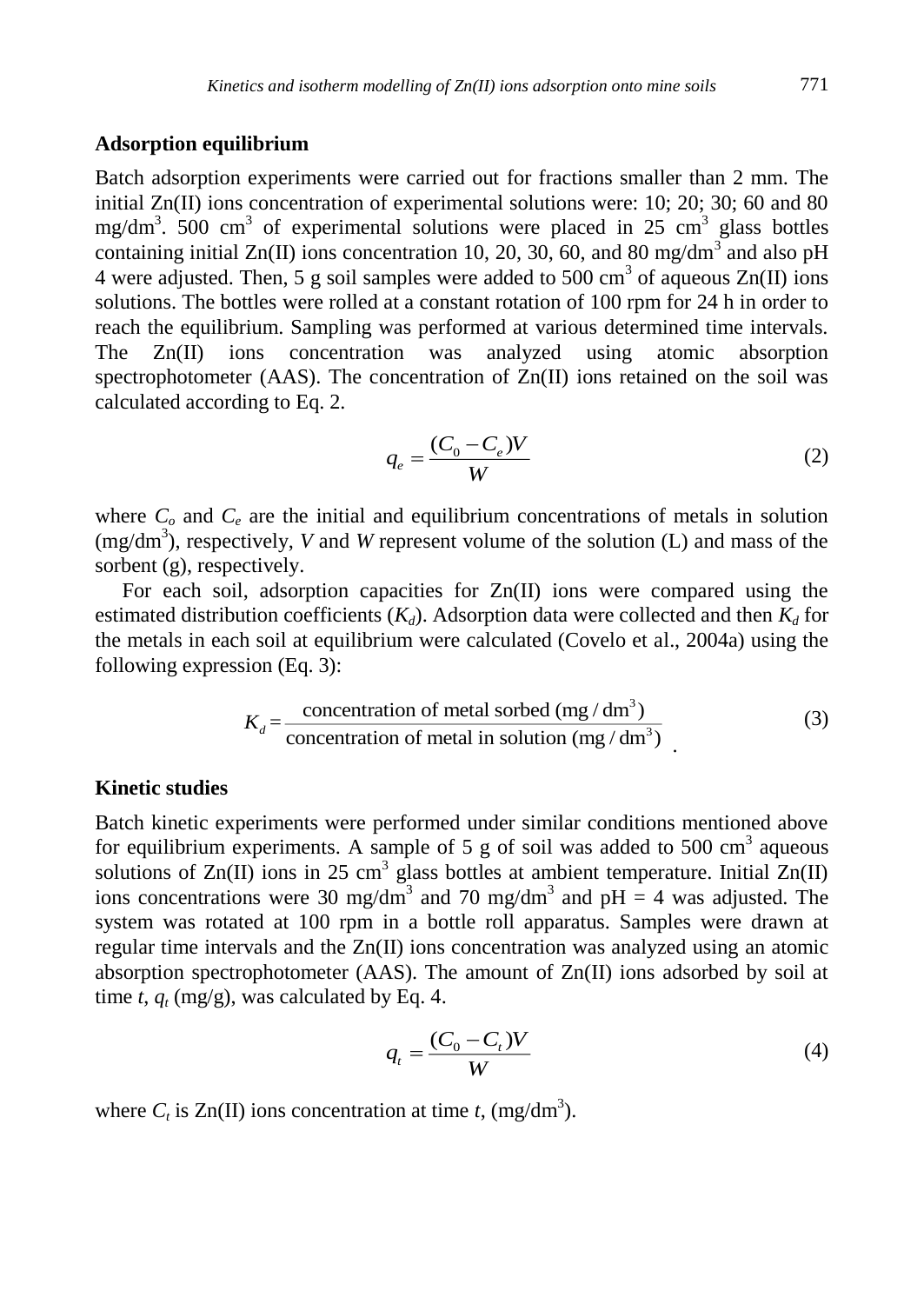### Adsorption equilibrium

Batch adsorption experiments were carried out for fractions smaller than 2 mm. The initial Zn(II) ions concentration of experimental solutions were: 10; 20; 30; 60 and 80 mg/dm$^3$. 500 cm$^3$ of experimental solutions were placed in 25 cm$^3$ glass bottles containing initial Zn(II) ions concentration 10, 20, 30, 60, and 80 mg/dm$^3$ and also pH 4 were adjusted. Then, 5 g soil samples were added to 500 cm$^3$ of aqueous Zn(II) ions solutions. The bottles were rolled at a constant rotation of 100 rpm for 24 h in order to reach the equilibrium. Sampling was performed at various determined time intervals. The Zn(II) ions concentration was analyzed using atomic absorption spectrophotometer (AAS). The concentration of Zn(II) ions retained on the soil was calculated according to Eq. 2.

$$q_e = \frac{(C_0 - C_e)V}{W} \tag{2}$$

where $C_o$ and $C_e$ are the initial and equilibrium concentrations of metals in solution (mg/dm$^3$), respectively, $V$ and $W$ represent volume of the solution (L) and mass of the sorbent (g), respectively.

For each soil, adsorption capacities for Zn(II) ions were compared using the estimated distribution coefficients ($K_d$). Adsorption data were collected and then $K_d$ for the metals in each soil at equilibrium were calculated (Covelo et al., 2004a) using the following expression (Eq. 3):

$$K_d = \frac{\text{concentration of metal sorbed (mg / dm}^3\text{)}}{\text{concentration of metal in solution (mg / dm}^3\text{)}} \tag{3}$$

### Kinetic studies

Batch kinetic experiments were performed under similar conditions mentioned above for equilibrium experiments. A sample of 5 g of soil was added to 500 cm$^3$ aqueous solutions of Zn(II) ions in 25 cm$^3$ glass bottles at ambient temperature. Initial Zn(II) ions concentrations were 30 mg/dm$^3$ and 70 mg/dm$^3$ and pH = 4 was adjusted. The system was rotated at 100 rpm in a bottle roll apparatus. Samples were drawn at regular time intervals and the Zn(II) ions concentration was analyzed using an atomic absorption spectrophotometer (AAS). The amount of Zn(II) ions adsorbed by soil at time $t$, $q_t$ (mg/g), was calculated by Eq. 4.

$$q_t = \frac{(C_0 - C_t)V}{W} \tag{4}$$

where $C_t$ is Zn(II) ions concentration at time $t$, (mg/dm$^3$).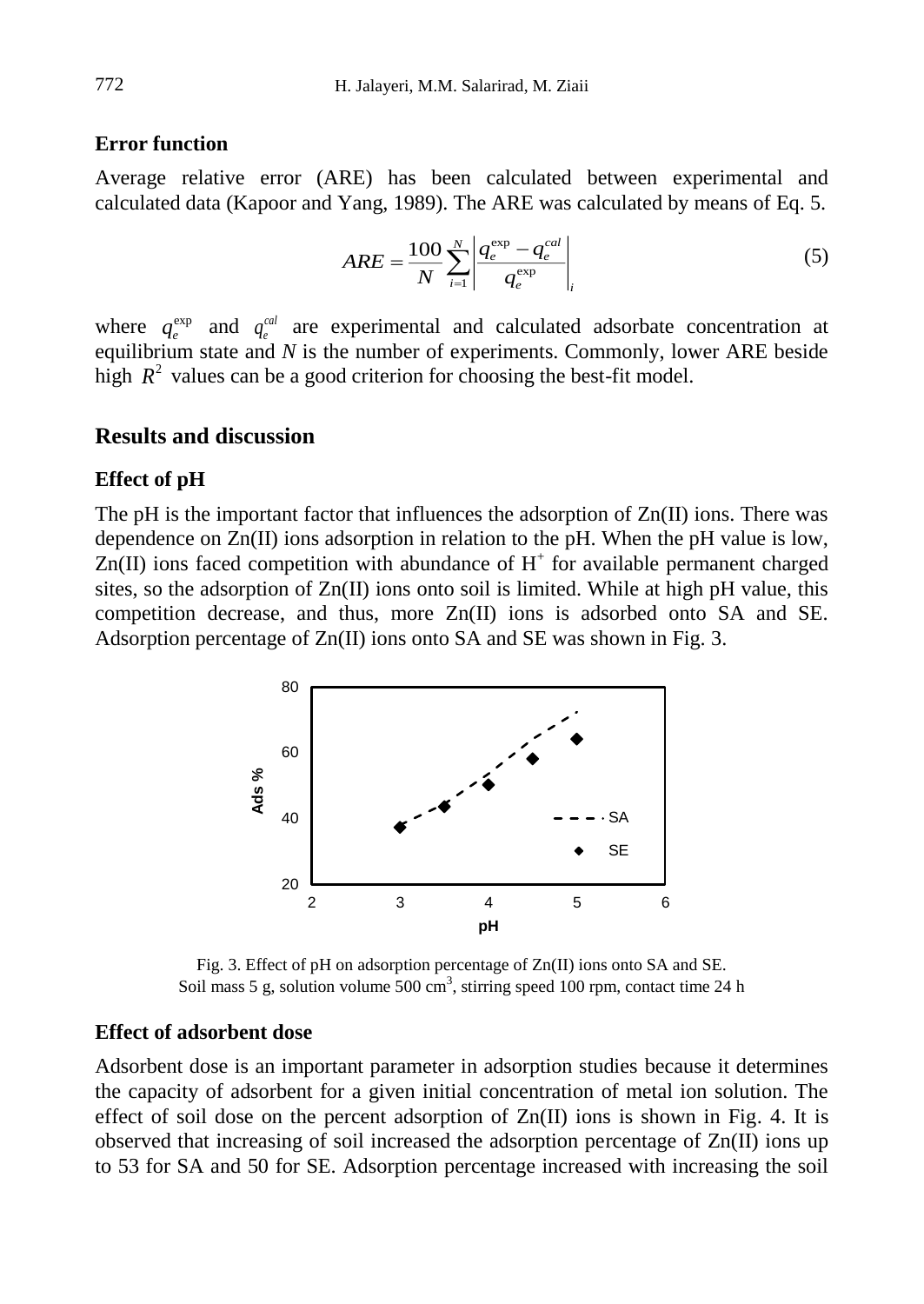### Error function

Average relative error (ARE) has been calculated between experimental and calculated data (Kapoor and Yang, 1989). The ARE was calculated by means of Eq. 5.

$$ARE = \frac{100}{N} \sum_{i=1}^{N} \left| \frac{q_e^{\exp} - q_e^{cal}}{q_e^{\exp}} \right|_i \tag{5}$$

where $q_e^{\exp}$ and $q_e^{cal}$ are experimental and calculated adsorbate concentration at equilibrium state and $N$ is the number of experiments. Commonly, lower ARE beside high $R^2$ values can be a good criterion for choosing the best-fit model.

## Results and discussion

### Effect of pH

The pH is the important factor that influences the adsorption of Zn(II) ions. There was dependence on Zn(II) ions adsorption in relation to the pH. When the pH value is low, Zn(II) ions faced competition with abundance of $H^+$ for available permanent charged sites, so the adsorption of Zn(II) ions onto soil is limited. While at high pH value, this competition decrease, and thus, more Zn(II) ions is adsorbed onto SA and SE. Adsorption percentage of Zn(II) ions onto SA and SE was shown in Fig. 3.

Fig. 3. Effect of pH on adsorption percentage of Zn(II) ions onto SA and SE. Soil mass 5 g, solution volume 500 $cm^3$, stirring speed 100 rpm, contact time 24 h

### Effect of adsorbent dose

Adsorbent dose is an important parameter in adsorption studies because it determines the capacity of adsorbent for a given initial concentration of metal ion solution. The effect of soil dose on the percent adsorption of Zn(II) ions is shown in Fig. 4. It is observed that increasing of soil increased the adsorption percentage of Zn(II) ions up to 53 for SA and 50 for SE. Adsorption percentage increased with increasing the soil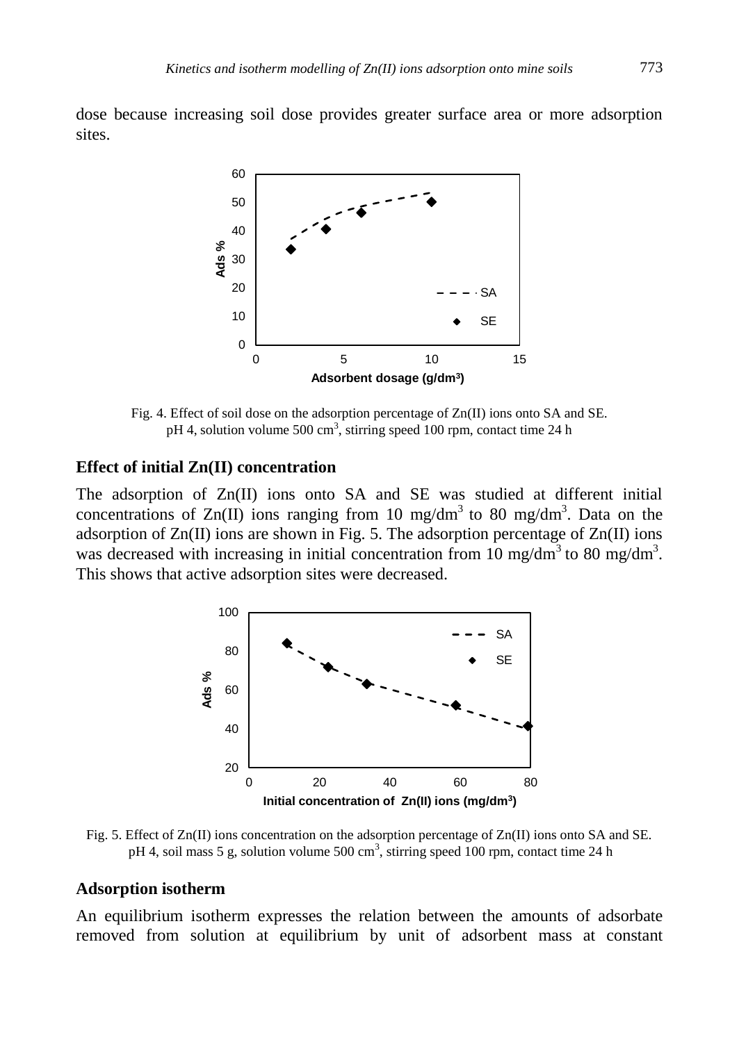dose because increasing soil dose provides greater surface area or more adsorption sites.

Fig. 4. Effect of soil dose on the adsorption percentage of Zn(II) ions onto SA and SE. pH 4, solution volume 500 $cm^3$, stirring speed 100 rpm, contact time 24 h

### Effect of initial Zn(II) concentration

The adsorption of Zn(II) ions onto SA and SE was studied at different initial concentrations of Zn(II) ions ranging from 10 $mg/dm^3$ to 80 $mg/dm^3$. Data on the adsorption of Zn(II) ions are shown in Fig. 5. The adsorption percentage of Zn(II) ions was decreased with increasing in initial concentration from 10 $mg/dm^3$ to 80 $mg/dm^3$. This shows that active adsorption sites were decreased.

Fig. 5. Effect of Zn(II) ions concentration on the adsorption percentage of Zn(II) ions onto SA and SE. pH 4, soil mass 5 g, solution volume 500 $cm^3$, stirring speed 100 rpm, contact time 24 h

### Adsorption isotherm

An equilibrium isotherm expresses the relation between the amounts of adsorbate removed from solution at equilibrium by unit of adsorbent mass at constant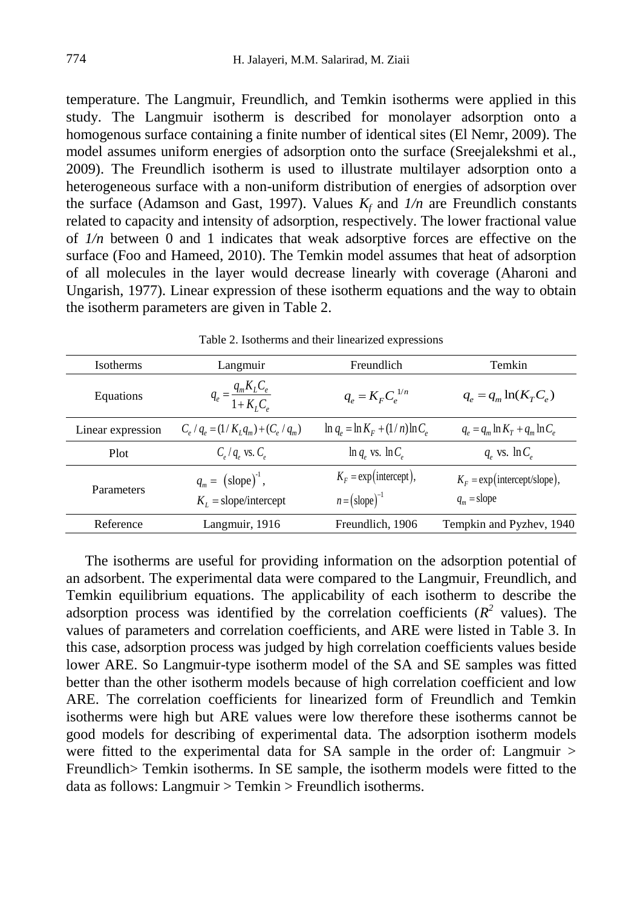temperature. The Langmuir, Freundlich, and Temkin isotherms were applied in this study. The Langmuir isotherm is described for monolayer adsorption onto a homogenous surface containing a finite number of identical sites (El Nemr, 2009). The model assumes uniform energies of adsorption onto the surface (Sreejalekshmi et al., 2009). The Freundlich isotherm is used to illustrate multilayer adsorption onto a heterogeneous surface with a non-uniform distribution of energies of adsorption over the surface (Adamson and Gast, 1997). Values $K_f$ and $1/n$ are Freundlich constants related to capacity and intensity of adsorption, respectively. The lower fractional value of $1/n$ between 0 and 1 indicates that weak adsorptive forces are effective on the surface (Foo and Hameed, 2010). The Temkin model assumes that heat of adsorption of all molecules in the layer would decrease linearly with coverage (Aharoni and Ungarish, 1977). Linear expression of these isotherm equations and the way to obtain the isotherm parameters are given in Table 2.

Table 2. Isotherms and their linearized expressions

| Isotherms | Langmuir | Freundlich | Temkin |
|---|---|---|---|
| Equations | $q_e = \frac{q_m K_L C_e}{1+K_L C_e}$ | $q_e = K_F C_e^{1/n}$ | $q_e = q_m \ln(K_T C_e)$ |
| Linear expression | $C_e / q_e = (1/K_L q_m) + (C_e / q_m)$ | $\ln q_e = \ln K_F + (1/n)\ln C_e$ | $q_e = q_m \ln K_T + q_m \ln C_e$ |
| Plot | $C_e / q_e$ vs. $C_e$ | $\ln q_e$ vs. $\ln C_e$ | $q_e$ vs. $\ln C_e$ |
| Parameters | $q_m = (\text{slope})^{-1}$, $K_L = \text{slope/intercept}$ | $K_F = \exp(\text{intercept})$, $n = (\text{slope})^{-1}$ | $K_F = \exp(\text{intercept/slope})$, $q_m = \text{slope}$ |
| Reference | Langmuir, 1916 | Freundlich, 1906 | Tempkin and Pyzhev, 1940 |

The isotherms are useful for providing information on the adsorption potential of an adsorbent. The experimental data were compared to the Langmuir, Freundlich, and Temkin equilibrium equations. The applicability of each isotherm to describe the adsorption process was identified by the correlation coefficients ($R^2$ values). The values of parameters and correlation coefficients, and ARE were listed in Table 3. In this case, adsorption process was judged by high correlation coefficients values beside lower ARE. So Langmuir-type isotherm model of the SA and SE samples was fitted better than the other isotherm models because of high correlation coefficient and low ARE. The correlation coefficients for linearized form of Freundlich and Temkin isotherms were high but ARE values were low therefore these isotherms cannot be good models for describing of experimental data. The adsorption isotherm models were fitted to the experimental data for SA sample in the order of: Langmuir > Freundlich> Temkin isotherms. In SE sample, the isotherm models were fitted to the data as follows: Langmuir > Temkin > Freundlich isotherms.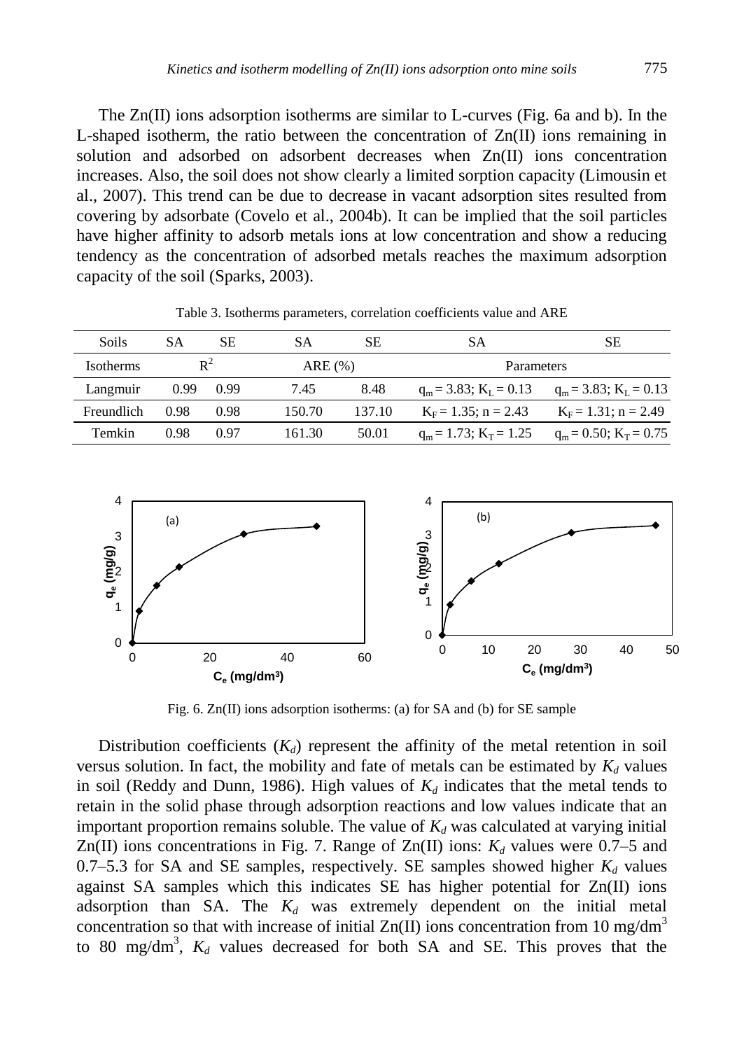The Zn(II) ions adsorption isotherms are similar to L-curves (Fig. 6a and b). In the L-shaped isotherm, the ratio between the concentration of Zn(II) ions remaining in solution and adsorbed on adsorbent decreases when Zn(II) ions concentration increases. Also, the soil does not show clearly a limited sorption capacity (Limousin et al., 2007). This trend can be due to decrease in vacant adsorption sites resulted from covering by adsorbate (Covelo et al., 2004b). It can be implied that the soil particles have higher affinity to adsorb metals ions at low concentration and show a reducing tendency as the concentration of adsorbed metals reaches the maximum adsorption capacity of the soil (Sparks, 2003).

Table 3. Isotherms parameters, correlation coefficients value and ARE

| Soils | SA | SE | SA | SE | SA | SE |
|---|---|---|---|---|---|---|
| Isotherms | $R^2$ | | ARE (%) | | Parameters | |
| Langmuir | 0.99 | 0.99 | 7.45 | 8.48 | $q_m = 3.83$; $K_L = 0.13$ | $q_m = 3.83$; $K_L = 0.13$ |
| Freundlich | 0.98 | 0.98 | 150.70 | 137.10 | $K_F = 1.35$; $n = 2.43$ | $K_F = 1.31$; $n = 2.49$ |
| Temkin | 0.98 | 0.97 | 161.30 | 50.01 | $q_m = 1.73$; $K_T = 1.25$ | $q_m = 0.50$; $K_T = 0.75$ |

Fig. 6. Zn(II) ions adsorption isotherms: (a) for SA and (b) for SE sample

Distribution coefficients ($K_d$) represent the affinity of the metal retention in soil versus solution. In fact, the mobility and fate of metals can be estimated by $K_d$ values in soil (Reddy and Dunn, 1986). High values of $K_d$ indicates that the metal tends to retain in the solid phase through adsorption reactions and low values indicate that an important proportion remains soluble. The value of $K_d$ was calculated at varying initial Zn(II) ions concentrations in Fig. 7. Range of Zn(II) ions: $K_d$ values were 0.7–5 and 0.7–5.3 for SA and SE samples, respectively. SE samples showed higher $K_d$ values against SA samples which this indicates SE has higher potential for Zn(II) ions adsorption than SA. The $K_d$ was extremely dependent on the initial metal concentration so that with increase of initial Zn(II) ions concentration from 10 mg/dm$^3$ to 80 mg/dm$^3$, $K_d$ values decreased for both SA and SE. This proves that the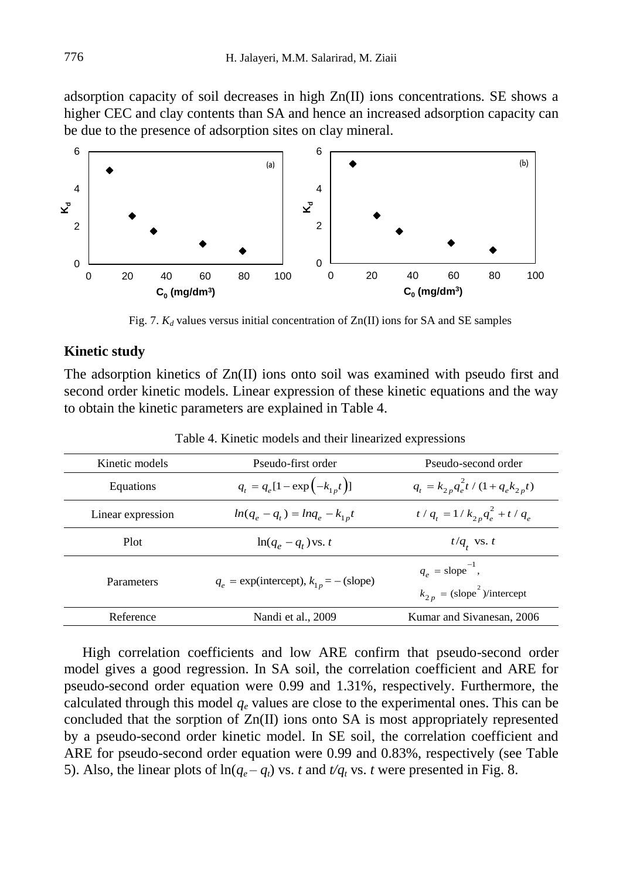adsorption capacity of soil decreases in high Zn(II) ions concentrations. SE shows a higher CEC and clay contents than SA and hence an increased adsorption capacity can be due to the presence of adsorption sites on clay mineral.

Fig. 7. $K_d$ values versus initial concentration of Zn(II) ions for SA and SE samples

### Kinetic study

The adsorption kinetics of Zn(II) ions onto soil was examined with pseudo first and second order kinetic models. Linear expression of these kinetic equations and the way to obtain the kinetic parameters are explained in Table 4.

Table 4. Kinetic models and their linearized expressions

| Kinetic models | Pseudo-first order | Pseudo-second order |
|---|---|---|
| Equations | $q_t = q_e[1-\exp(-k_{1p}t)]$ | $q_t = k_{2p}q_e^2 t / (1+q_e k_{2p} t)$ |
| Linear expression | $ln(q_e - q_t) = lnq_e - k_{1p}t$ | $t/q_t = 1/k_{2p}q_e^2 + t/q_e$ |
| Plot | $\ln(q_e - q_t)$ vs. $t$ | $t/q_t$ vs. $t$ |
| Parameters | $q_e = \exp(\text{intercept})$, $k_{1p} = -(\text{slope})$ | $q_e = \text{slope}^{-1}$, $k_{2p} = (\text{slope}^2)/\text{intercept}$ |
| Reference | Nandi et al., 2009 | Kumar and Sivanesan, 2006 |

High correlation coefficients and low ARE confirm that pseudo-second order model gives a good regression. In SA soil, the correlation coefficient and ARE for pseudo-second order equation were 0.99 and 1.31%, respectively. Furthermore, the calculated through this model $q_e$ values are close to the experimental ones. This can be concluded that the sorption of Zn(II) ions onto SA is most appropriately represented by a pseudo-second order kinetic model. In SE soil, the correlation coefficient and ARE for pseudo-second order equation were 0.99 and 0.83%, respectively (see Table 5). Also, the linear plots of $\ln(q_e - q_t)$ vs. $t$ and $t/q_t$ vs. $t$ were presented in Fig. 8.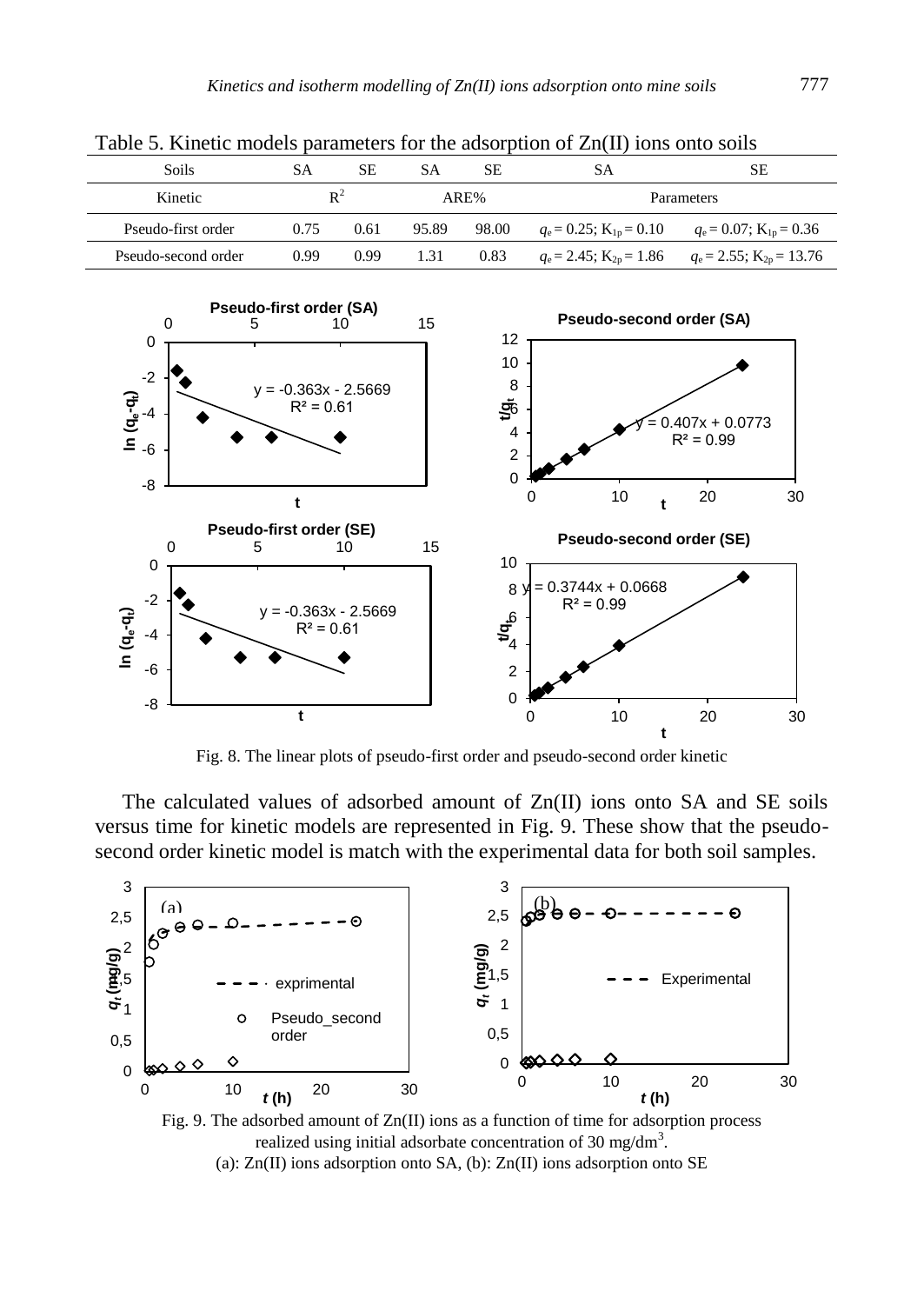Table 5. Kinetic models parameters for the adsorption of Zn(II) ions onto soils

| Soils | SA | SE | SA | SE | SA | SE |
|---|---|---|---|---|---|---|
| Kinetic | $R^2$ | | ARE% | | Parameters | |
| Pseudo-first order | 0.75 | 0.61 | 95.89 | 98.00 | $q_e = 0.25$; $K_{1p} = 0.10$ | $q_e = 0.07$; $K_{1p} = 0.36$ |
| Pseudo-second order | 0.99 | 0.99 | 1.31 | 0.83 | $q_e = 2.45$; $K_{2p} = 1.86$ | $q_e = 2.55$; $K_{2p} = 13.76$ |

Fig. 8. The linear plots of pseudo-first order and pseudo-second order kinetic

The calculated values of adsorbed amount of Zn(II) ions onto SA and SE soils versus time for kinetic models are represented in Fig. 9. These show that the pseudo-second order kinetic model is match with the experimental data for both soil samples.

Fig. 9. The adsorbed amount of Zn(II) ions as a function of time for adsorption process realized using initial adsorbate concentration of 30 mg/dm$^3$.
(a): Zn(II) ions adsorption onto SA, (b): Zn(II) ions adsorption onto SE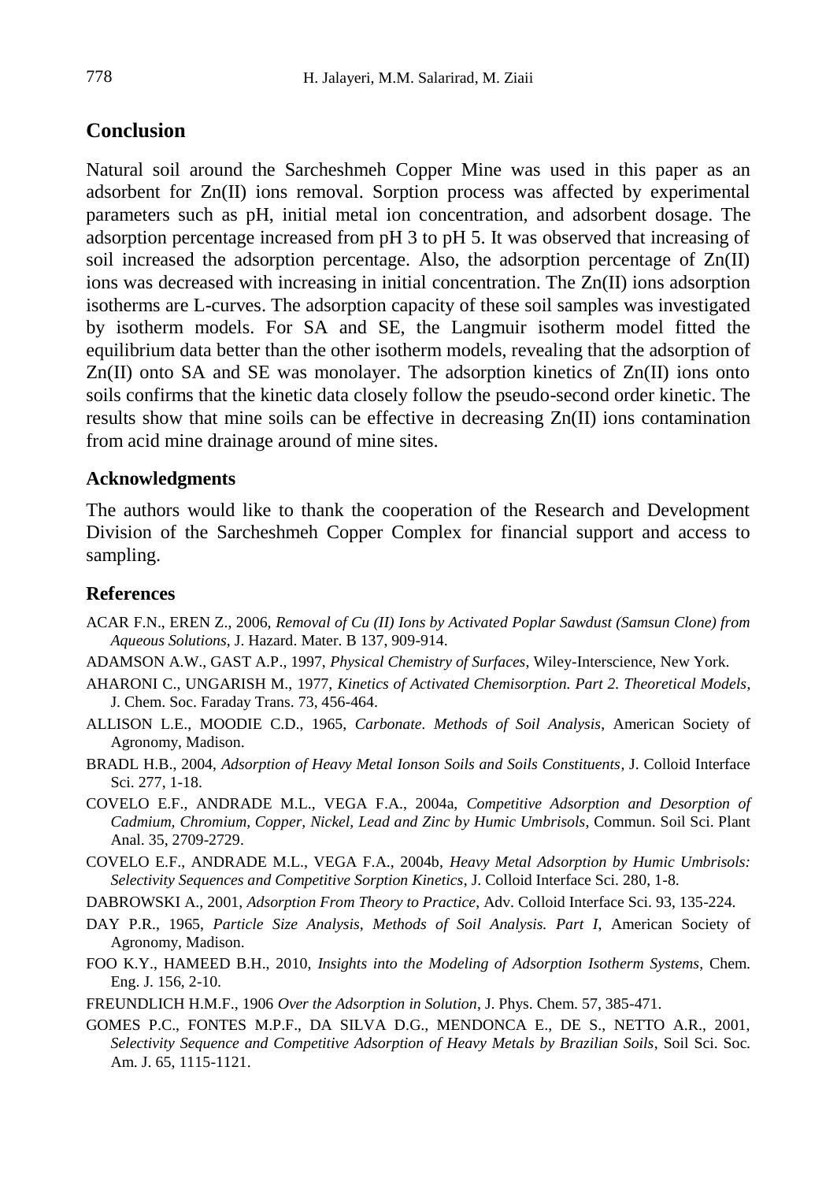## Conclusion

Natural soil around the Sarcheshmeh Copper Mine was used in this paper as an adsorbent for Zn(II) ions removal. Sorption process was affected by experimental parameters such as pH, initial metal ion concentration, and adsorbent dosage. The adsorption percentage increased from pH 3 to pH 5. It was observed that increasing of soil increased the adsorption percentage. Also, the adsorption percentage of Zn(II) ions was decreased with increasing in initial concentration. The Zn(II) ions adsorption isotherms are L-curves. The adsorption capacity of these soil samples was investigated by isotherm models. For SA and SE, the Langmuir isotherm model fitted the equilibrium data better than the other isotherm models, revealing that the adsorption of Zn(II) onto SA and SE was monolayer. The adsorption kinetics of Zn(II) ions onto soils confirms that the kinetic data closely follow the pseudo-second order kinetic. The results show that mine soils can be effective in decreasing Zn(II) ions contamination from acid mine drainage around of mine sites.

### Acknowledgments

The authors would like to thank the cooperation of the Research and Development Division of the Sarcheshmeh Copper Complex for financial support and access to sampling.

### References

ACAR F.N., EREN Z., 2006, *Removal of Cu (II) Ions by Activated Poplar Sawdust (Samsun Clone) from Aqueous Solutions*, J. Hazard. Mater. B 137, 909-914.

ADAMSON A.W., GAST A.P., 1997, *Physical Chemistry of Surfaces*, Wiley-Interscience, New York.

AHARONI C., UNGARISH M., 1977, *Kinetics of Activated Chemisorption. Part 2. Theoretical Models*, J. Chem. Soc. Faraday Trans. 73, 456-464.

ALLISON L.E., MOODIE C.D., 1965, *Carbonate. Methods of Soil Analysis*, American Society of Agronomy, Madison.

BRADL H.B., 2004, *Adsorption of Heavy Metal Ionson Soils and Soils Constituents*, J. Colloid Interface Sci. 277, 1-18.

COVELO E.F., ANDRADE M.L., VEGA F.A., 2004a, *Competitive Adsorption and Desorption of Cadmium, Chromium, Copper, Nickel, Lead and Zinc by Humic Umbrisols*, Commun. Soil Sci. Plant Anal. 35, 2709-2729.

COVELO E.F., ANDRADE M.L., VEGA F.A., 2004b, *Heavy Metal Adsorption by Humic Umbrisols: Selectivity Sequences and Competitive Sorption Kinetics*, J. Colloid Interface Sci. 280, 1-8.

DABROWSKI A., 2001, *Adsorption From Theory to Practice*, Adv. Colloid Interface Sci. 93, 135-224.

DAY P.R., 1965, *Particle Size Analysis*, *Methods of Soil Analysis. Part I*, American Society of Agronomy, Madison.

FOO K.Y., HAMEED B.H., 2010, *Insights into the Modeling of Adsorption Isotherm Systems*, Chem. Eng. J. 156, 2-10.

FREUNDLICH H.M.F., 1906 *Over the Adsorption in Solution*, J. Phys. Chem. 57, 385-471.

GOMES P.C., FONTES M.P.F., DA SILVA D.G., MENDONCA E., DE S., NETTO A.R., 2001, *Selectivity Sequence and Competitive Adsorption of Heavy Metals by Brazilian Soils*, Soil Sci. Soc. Am. J. 65, 1115-1121.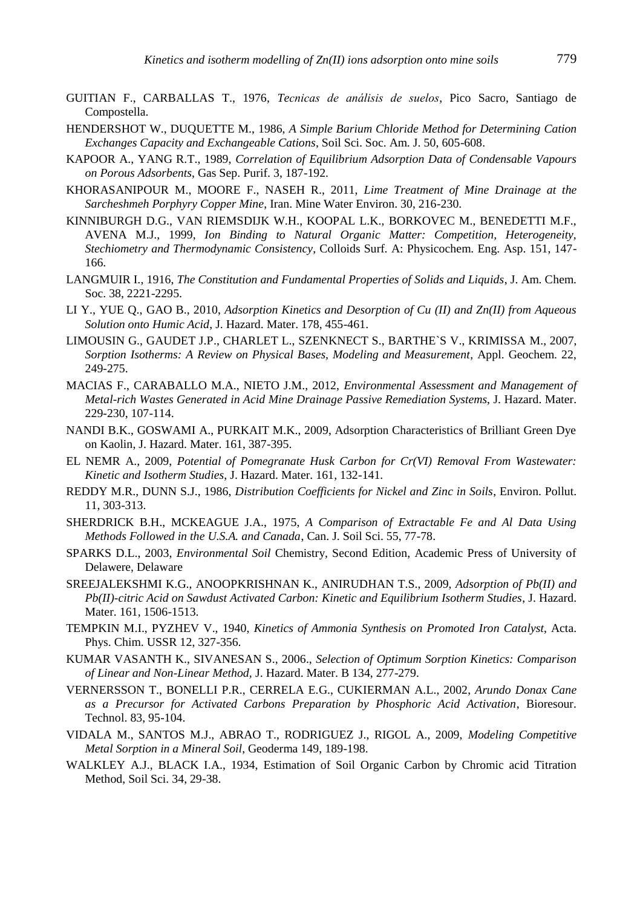GUITIAN F., CARBALLAS T., 1976, *Tecnicas de análisis de suelos*, Pico Sacro, Santiago de Compostella.

HENDERSHOT W., DUQUETTE M., 1986, *A Simple Barium Chloride Method for Determining Cation Exchanges Capacity and Exchangeable Cations*, Soil Sci. Soc. Am. J. 50, 605-608.

KAPOOR A., YANG R.T., 1989, *Correlation of Equilibrium Adsorption Data of Condensable Vapours on Porous Adsorbents*, Gas Sep. Purif. 3, 187-192.

KHORASANIPOUR M., MOORE F., NASEH R., 2011, *Lime Treatment of Mine Drainage at the Sarcheshmeh Porphyry Copper Mine*, Iran. Mine Water Environ. 30, 216-230.

KINNIBURGH D.G., VAN RIEMSDIJK W.H., KOOPAL L.K., BORKOVEC M., BENEDETTI M.F., AVENA M.J., 1999, *Ion Binding to Natural Organic Matter: Competition, Heterogeneity, Stechiometry and Thermodynamic Consistency*, Colloids Surf. A: Physicochem. Eng. Asp. 151, 147-166.

LANGMUIR I., 1916, *The Constitution and Fundamental Properties of Solids and Liquids*, J. Am. Chem. Soc. 38, 2221-2295.

LI Y., YUE Q., GAO B., 2010, *Adsorption Kinetics and Desorption of Cu (II) and Zn(II) from Aqueous Solution onto Humic Acid*, J. Hazard. Mater. 178, 455-461.

LIMOUSIN G., GAUDET J.P., CHARLET L., SZENKNECT S., BARTHE`S V., KRIMISSA M., 2007, *Sorption Isotherms: A Review on Physical Bases, Modeling and Measurement*, Appl. Geochem. 22, 249-275.

MACIAS F., CARABALLO M.A., NIETO J.M., 2012, *Environmental Assessment and Management of Metal-rich Wastes Generated in Acid Mine Drainage Passive Remediation Systems*, J. Hazard. Mater. 229-230, 107-114.

NANDI B.K., GOSWAMI A., PURKAIT M.K., 2009, Adsorption Characteristics of Brilliant Green Dye on Kaolin, J. Hazard. Mater. 161, 387-395.

EL NEMR A., 2009, *Potential of Pomegranate Husk Carbon for Cr(VI) Removal From Wastewater: Kinetic and Isotherm Studies*, J. Hazard. Mater. 161, 132-141.

REDDY M.R., DUNN S.J., 1986, *Distribution Coefficients for Nickel and Zinc in Soils*, Environ. Pollut. 11, 303-313.

SHERDRICK B.H., MCKEAGUE J.A., 1975, *A Comparison of Extractable Fe and Al Data Using Methods Followed in the U.S.A. and Canada*, Can. J. Soil Sci. 55, 77-78.

SPARKS D.L., 2003, *Environmental Soil* Chemistry, Second Edition, Academic Press of University of Delawere, Delaware

SREEJALEKSHMI K.G., ANOOPKRISHNAN K., ANIRUDHAN T.S., 2009, *Adsorption of Pb(II) and Pb(II)-citric Acid on Sawdust Activated Carbon: Kinetic and Equilibrium Isotherm Studies*, J. Hazard. Mater. 161, 1506-1513.

TEMPKIN M.I., PYZHEV V., 1940, *Kinetics of Ammonia Synthesis on Promoted Iron Catalyst*, Acta. Phys. Chim. USSR 12, 327-356.

KUMAR VASANTH K., SIVANESAN S., 2006., *Selection of Optimum Sorption Kinetics: Comparison of Linear and Non-Linear Method*, J. Hazard. Mater. B 134, 277-279.

VERNERSSON T., BONELLI P.R., CERRELA E.G., CUKIERMAN A.L., 2002, *Arundo Donax Cane as a Precursor for Activated Carbons Preparation by Phosphoric Acid Activation*, Bioresour. Technol. 83, 95-104.

VIDALA M., SANTOS M.J., ABRAO T., RODRIGUEZ J., RIGOL A., 2009, *Modeling Competitive Metal Sorption in a Mineral Soil*, Geoderma 149, 189-198.

WALKLEY A.J., BLACK I.A., 1934, Estimation of Soil Organic Carbon by Chromic acid Titration Method, Soil Sci. 34, 29-38.